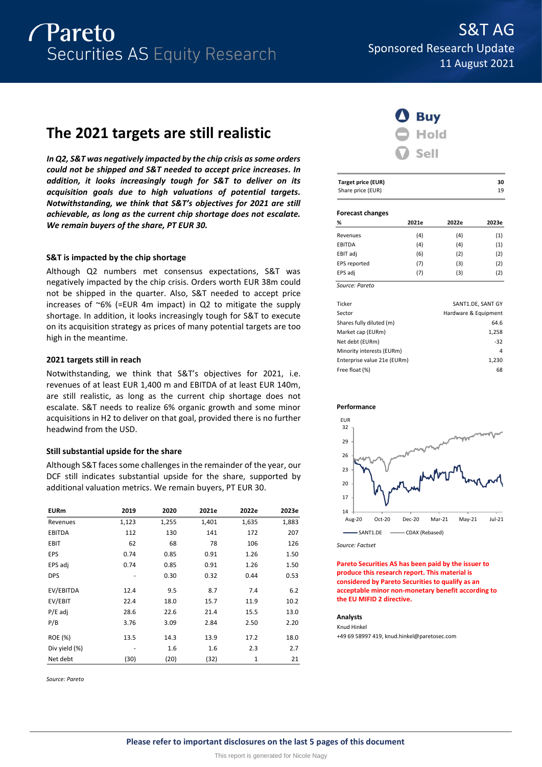# Pareto Securities AS Equity Research

**S&T AG**
Sponsored Research Update
11 August 2021

# The 2021 targets are still realistic

***In Q2, S&T was negatively impacted by the chip crisis as some orders could not be shipped and S&T needed to accept price increases. In addition, it looks increasingly tough for S&T to deliver on its acquisition goals due to high valuations of potential targets. Notwithstanding, we think that S&T's objectives for 2021 are still achievable, as long as the current chip shortage does not escalate. We remain buyers of the share, PT EUR 30.***

### S&T is impacted by the chip shortage

Although Q2 numbers met consensus expectations, S&T was negatively impacted by the chip crisis. Orders worth EUR 38m could not be shipped in the quarter. Also, S&T needed to accept price increases of ~6% (=EUR 4m impact) in Q2 to mitigate the supply shortage. In addition, it looks increasingly tough for S&T to execute on its acquisition strategy as prices of many potential targets are too high in the meantime.

### 2021 targets still in reach

Notwithstanding, we think that S&T's objectives for 2021, i.e. revenues of at least EUR 1,400 m and EBITDA of at least EUR 140m, are still realistic, as long as the current chip shortage does not escalate. S&T needs to realize 6% organic growth and some minor acquisitions in H2 to deliver on that goal, provided there is no further headwind from the USD.

### Still substantial upside for the share

Although S&T faces some challenges in the remainder of the year, our DCF still indicates substantial upside for the share, supported by additional valuation metrics. We remain buyers, PT EUR 30.

| EURm | 2019 | 2020 | 2021e | 2022e | 2023e |
|---|---|---|---|---|---|
| Revenues | 1,123 | 1,255 | 1,401 | 1,635 | 1,883 |
| EBITDA | 112 | 130 | 141 | 172 | 207 |
| EBIT | 62 | 68 | 78 | 106 | 126 |
| EPS | 0.74 | 0.85 | 0.91 | 1.26 | 1.50 |
| EPS adj | 0.74 | 0.85 | 0.91 | 1.26 | 1.50 |
| DPS | - | 0.30 | 0.32 | 0.44 | 0.53 |
| EV/EBITDA | 12.4 | 9.5 | 8.7 | 7.4 | 6.2 |
| EV/EBIT | 22.4 | 18.0 | 15.7 | 11.9 | 10.2 |
| P/E adj | 28.6 | 22.6 | 21.4 | 15.5 | 13.0 |
| P/B | 3.76 | 3.09 | 2.84 | 2.50 | 2.20 |
| ROE (%) | 13.5 | 14.3 | 13.9 | 17.2 | 18.0 |
| Div yield (%) | - | 1.6 | 1.6 | 2.3 | 2.7 |
| Net debt | (30) | (20) | (32) | 1 | 21 |

*Source: Pareto*

**Buy** | Hold | Sell

| Target price (EUR) | 30 |
|---|---|
| Share price (EUR) | 19 |

**Forecast changes**

| % | 2021e | 2022e | 2023e |
|---|---|---|---|
| Revenues | (4) | (4) | (1) |
| EBITDA | (4) | (4) | (1) |
| EBIT adj | (6) | (2) | (2) |
| EPS reported | (7) | (3) | (2) |
| EPS adj | (7) | (3) | (2) |

*Source: Pareto*

| | |
|---|---|
| Ticker | SANT1.DE, SANT GY |
| Sector | Hardware & Equipment |
| Shares fully diluted (m) | 64.6 |
| Market cap (EURm) | 1,258 |
| Net debt (EURm) | -32 |
| Minority interests (EURm) | 4 |
| Enterprise value 21e (EURm) | 1,230 |
| Free float (%) | 68 |

**Performance**

EUR; Aug-20 to Jul-21; SANT1.DE vs CDAX (Rebased)

*Source: Factset*

**Pareto Securities AS has been paid by the issuer to produce this research report. This material is considered by Pareto Securities to qualify as an acceptable minor non-monetary benefit according to the EU MIFID 2 directive.**

**Analysts**

Knud Hinkel
+49 69 58997 419, knud.hinkel@paretosec.com

**Please refer to important disclosures on the last 5 pages of this document**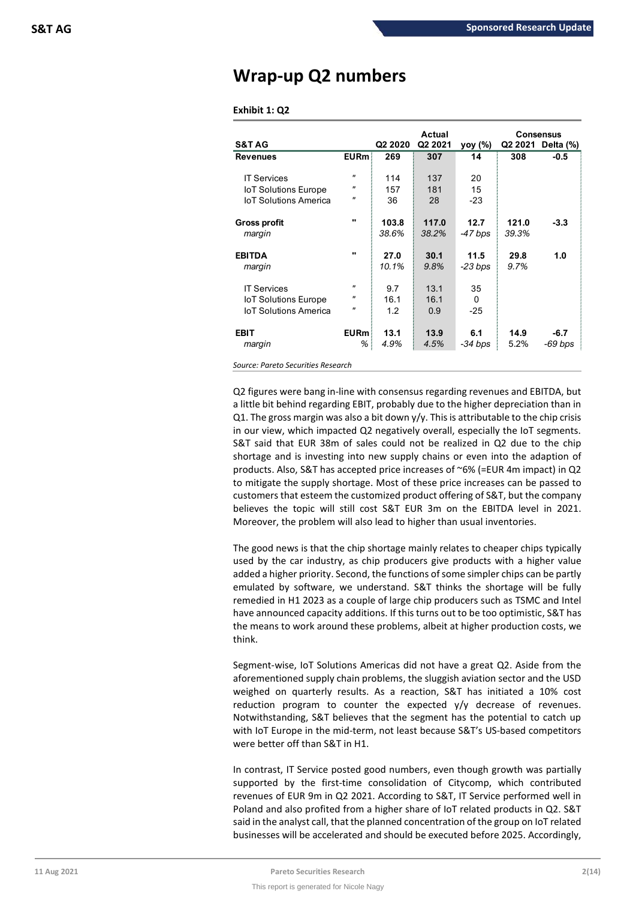# Wrap-up Q2 numbers

**Exhibit 1: Q2**

| S&T AG | | Q2 2020 | Actual Q2 2021 | yoy (%) | Consensus Q2 2021 | Delta (%) |
|---|---|---|---|---|---|---|
| **Revenues** | **EURm** | **269** | **307** | **14** | **308** | **-0.5** |
| IT Services | " | 114 | 137 | 20 | | |
| IoT Solutions Europe | " | 157 | 181 | 15 | | |
| IoT Solutions America | " | 36 | 28 | -23 | | |
| **Gross profit** | " | **103.8** | **117.0** | **12.7** | **121.0** | **-3.3** |
| *margin* | | *38.6%* | *38.2%* | *-47 bps* | *39.3%* | |
| **EBITDA** | " | **27.0** | **30.1** | **11.5** | **29.8** | **1.0** |
| *margin* | | *10.1%* | *9.8%* | *-23 bps* | *9.7%* | |
| IT Services | " | 9.7 | 13.1 | 35 | | |
| IoT Solutions Europe | " | 16.1 | 16.1 | 0 | | |
| IoT Solutions America | " | 1.2 | 0.9 | -25 | | |
| **EBIT** | **EURm** | **13.1** | **13.9** | **6.1** | **14.9** | **-6.7** |
| *margin* | % | *4.9%* | *4.5%* | *-34 bps* | 5.2% | *-69 bps* |

*Source: Pareto Securities Research*

Q2 figures were bang in-line with consensus regarding revenues and EBITDA, but a little bit behind regarding EBIT, probably due to the higher depreciation than in Q1. The gross margin was also a bit down y/y. This is attributable to the chip crisis in our view, which impacted Q2 negatively overall, especially the IoT segments. S&T said that EUR 38m of sales could not be realized in Q2 due to the chip shortage and is investing into new supply chains or even into the adaption of products. Also, S&T has accepted price increases of ~6% (=EUR 4m impact) in Q2 to mitigate the supply shortage. Most of these price increases can be passed to customers that esteem the customized product offering of S&T, but the company believes the topic will still cost S&T EUR 3m on the EBITDA level in 2021. Moreover, the problem will also lead to higher than usual inventories.

The good news is that the chip shortage mainly relates to cheaper chips typically used by the car industry, as chip producers give products with a higher value added a higher priority. Second, the functions of some simpler chips can be partly emulated by software, we understand. S&T thinks the shortage will be fully remedied in H1 2023 as a couple of large chip producers such as TSMC and Intel have announced capacity additions. If this turns out to be too optimistic, S&T has the means to work around these problems, albeit at higher production costs, we think.

Segment-wise, IoT Solutions Americas did not have a great Q2. Aside from the aforementioned supply chain problems, the sluggish aviation sector and the USD weighed on quarterly results. As a reaction, S&T has initiated a 10% cost reduction program to counter the expected y/y decrease of revenues. Notwithstanding, S&T believes that the segment has the potential to catch up with IoT Europe in the mid-term, not least because S&T's US-based competitors were better off than S&T in H1.

In contrast, IT Service posted good numbers, even though growth was partially supported by the first-time consolidation of Citycomp, which contributed revenues of EUR 9m in Q2 2021. According to S&T, IT Service performed well in Poland and also profited from a higher share of IoT related products in Q2. S&T said in the analyst call, that the planned concentration of the group on IoT related businesses will be accelerated and should be executed before 2025. Accordingly,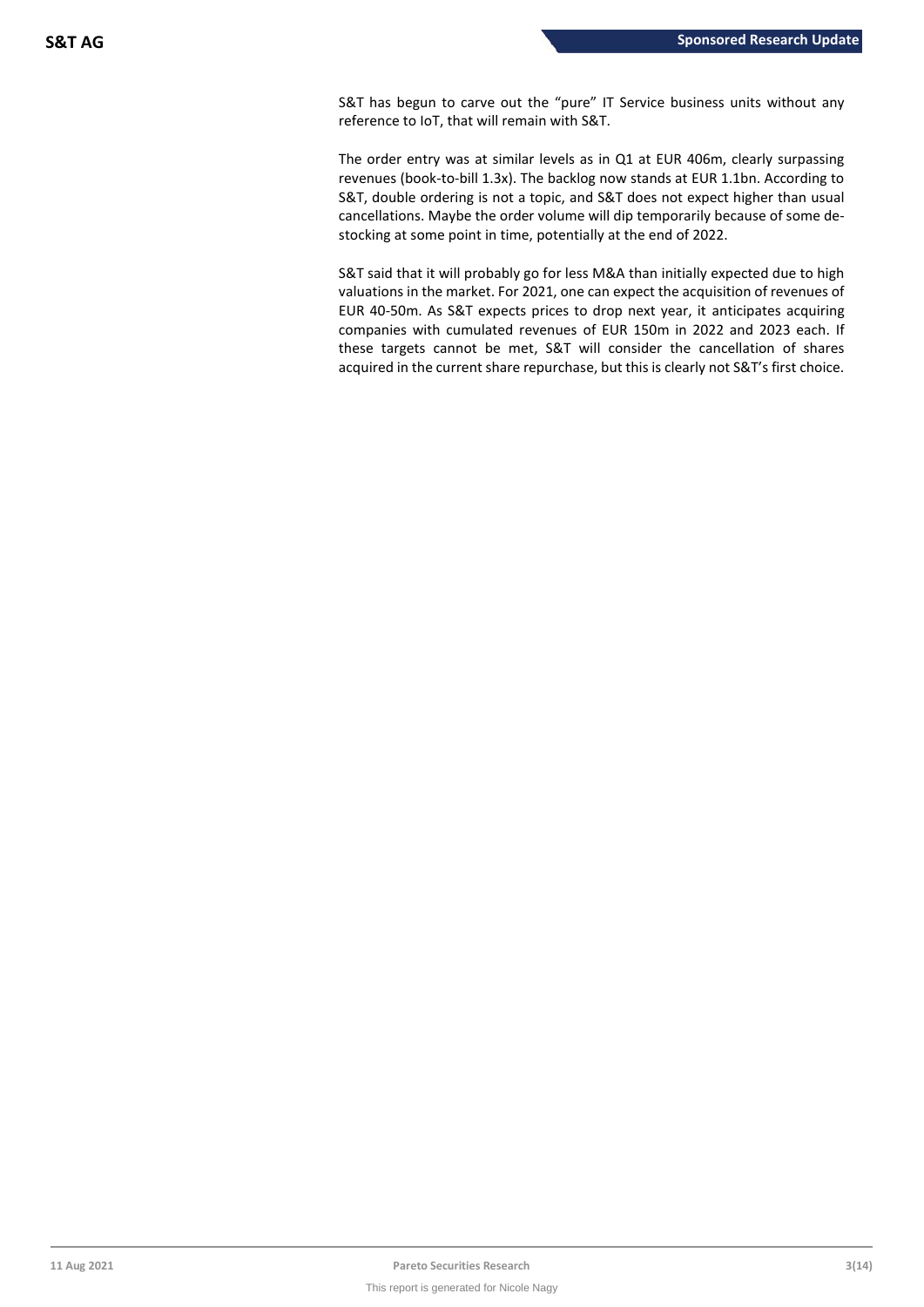S&T has begun to carve out the "pure" IT Service business units without any reference to IoT, that will remain with S&T.

The order entry was at similar levels as in Q1 at EUR 406m, clearly surpassing revenues (book-to-bill 1.3x). The backlog now stands at EUR 1.1bn. According to S&T, double ordering is not a topic, and S&T does not expect higher than usual cancellations. Maybe the order volume will dip temporarily because of some de-stocking at some point in time, potentially at the end of 2022.

S&T said that it will probably go for less M&A than initially expected due to high valuations in the market. For 2021, one can expect the acquisition of revenues of EUR 40-50m. As S&T expects prices to drop next year, it anticipates acquiring companies with cumulated revenues of EUR 150m in 2022 and 2023 each. If these targets cannot be met, S&T will consider the cancellation of shares acquired in the current share repurchase, but this is clearly not S&T's first choice.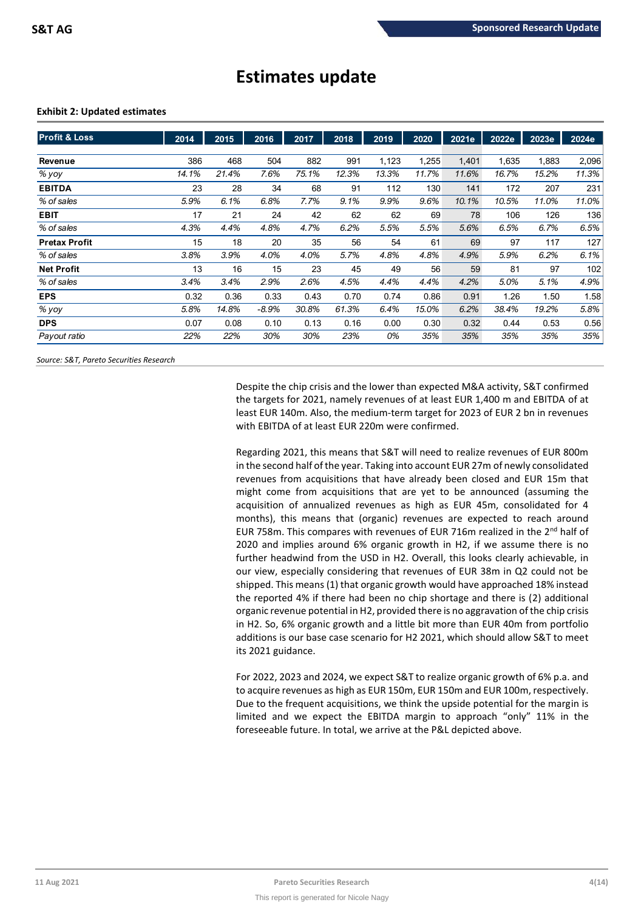# Estimates update

**Exhibit 2: Updated estimates**

| Profit & Loss | 2014 | 2015 | 2016 | 2017 | 2018 | 2019 | 2020 | 2021e | 2022e | 2023e | 2024e |
|---|---|---|---|---|---|---|---|---|---|---|---|
| **Revenue** | 386 | 468 | 504 | 882 | 991 | 1,123 | 1,255 | 1,401 | 1,635 | 1,883 | 2,096 |
| *% yoy* | *14.1%* | *21.4%* | *7.6%* | *75.1%* | *12.3%* | *13.3%* | *11.7%* | *11.6%* | *16.7%* | *15.2%* | *11.3%* |
| **EBITDA** | 23 | 28 | 34 | 68 | 91 | 112 | 130 | 141 | 172 | 207 | 231 |
| *% of sales* | *5.9%* | *6.1%* | *6.8%* | *7.7%* | *9.1%* | *9.9%* | *9.6%* | *10.1%* | *10.5%* | *11.0%* | *11.0%* |
| **EBIT** | 17 | 21 | 24 | 42 | 62 | 62 | 69 | 78 | 106 | 126 | 136 |
| *% of sales* | *4.3%* | *4.4%* | *4.8%* | *4.7%* | *6.2%* | *5.5%* | *5.5%* | *5.6%* | *6.5%* | *6.7%* | *6.5%* |
| **Pretax Profit** | 15 | 18 | 20 | 35 | 56 | 54 | 61 | 69 | 97 | 117 | 127 |
| *% of sales* | *3.8%* | *3.9%* | *4.0%* | *4.0%* | *5.7%* | *4.8%* | *4.8%* | *4.9%* | *5.9%* | *6.2%* | *6.1%* |
| **Net Profit** | 13 | 16 | 15 | 23 | 45 | 49 | 56 | 59 | 81 | 97 | 102 |
| *% of sales* | *3.4%* | *3.4%* | *2.9%* | *2.6%* | *4.5%* | *4.4%* | *4.4%* | *4.2%* | *5.0%* | *5.1%* | *4.9%* |
| **EPS** | 0.32 | 0.36 | 0.33 | 0.43 | 0.70 | 0.74 | 0.86 | 0.91 | 1.26 | 1.50 | 1.58 |
| *% yoy* | *5.8%* | *14.8%* | *-8.9%* | *30.8%* | *61.3%* | *6.4%* | *15.0%* | *6.2%* | *38.4%* | *19.2%* | *5.8%* |
| **DPS** | 0.07 | 0.08 | 0.10 | 0.13 | 0.16 | 0.00 | 0.30 | 0.32 | 0.44 | 0.53 | 0.56 |
| *Payout ratio* | *22%* | *22%* | *30%* | *30%* | *23%* | *0%* | *35%* | *35%* | *35%* | *35%* | *35%* |

*Source: S&T, Pareto Securities Research*

Despite the chip crisis and the lower than expected M&A activity, S&T confirmed the targets for 2021, namely revenues of at least EUR 1,400 m and EBITDA of at least EUR 140m. Also, the medium-term target for 2023 of EUR 2 bn in revenues with EBITDA of at least EUR 220m were confirmed.

Regarding 2021, this means that S&T will need to realize revenues of EUR 800m in the second half of the year. Taking into account EUR 27m of newly consolidated revenues from acquisitions that have already been closed and EUR 15m that might come from acquisitions that are yet to be announced (assuming the acquisition of annualized revenues as high as EUR 45m, consolidated for 4 months), this means that (organic) revenues are expected to reach around EUR 758m. This compares with revenues of EUR 716m realized in the 2nd half of 2020 and implies around 6% organic growth in H2, if we assume there is no further headwind from the USD in H2. Overall, this looks clearly achievable, in our view, especially considering that revenues of EUR 38m in Q2 could not be shipped. This means (1) that organic growth would have approached 18% instead the reported 4% if there had been no chip shortage and there is (2) additional organic revenue potential in H2, provided there is no aggravation of the chip crisis in H2. So, 6% organic growth and a little bit more than EUR 40m from portfolio additions is our base case scenario for H2 2021, which should allow S&T to meet its 2021 guidance.

For 2022, 2023 and 2024, we expect S&T to realize organic growth of 6% p.a. and to acquire revenues as high as EUR 150m, EUR 150m and EUR 100m, respectively. Due to the frequent acquisitions, we think the upside potential for the margin is limited and we expect the EBITDA margin to approach "only" 11% in the foreseeable future. In total, we arrive at the P&L depicted above.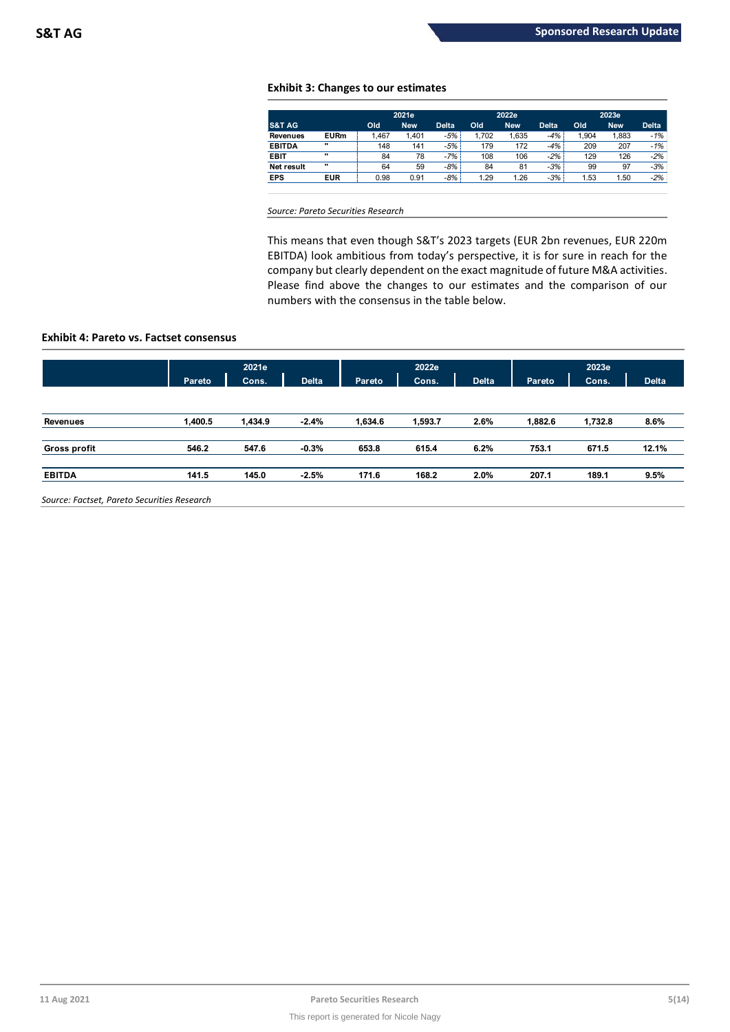**Exhibit 3: Changes to our estimates**

| | | 2021e | | | 2022e | | | 2023e | | |
|---|---|---|---|---|---|---|---|---|---|---|
| S&T AG | | Old | New | Delta | Old | New | Delta | Old | New | Delta |
| Revenues | EURm | 1,467 | 1,401 | -5% | 1,702 | 1,635 | -4% | 1,904 | 1,883 | -1% |
| EBITDA | " | 148 | 141 | -5% | 179 | 172 | -4% | 209 | 207 | -1% |
| EBIT | " | 84 | 78 | -7% | 108 | 106 | -2% | 129 | 126 | -2% |
| Net result | " | 64 | 59 | -8% | 84 | 81 | -3% | 99 | 97 | -3% |
| EPS | EUR | 0.98 | 0.91 | -8% | 1.29 | 1.26 | -3% | 1.53 | 1.50 | -2% |

*Source: Pareto Securities Research*

This means that even though S&T's 2023 targets (EUR 2bn revenues, EUR 220m EBITDA) look ambitious from today's perspective, it is for sure in reach for the company but clearly dependent on the exact magnitude of future M&A activities. Please find above the changes to our estimates and the comparison of our numbers with the consensus in the table below.

**Exhibit 4: Pareto vs. Factset consensus**

| | 2021e | | | 2022e | | | 2023e | | |
|---|---|---|---|---|---|---|---|---|---|
| | Pareto | Cons. | Delta | Pareto | Cons. | Delta | Pareto | Cons. | Delta |
| **Revenues** | **1,400.5** | **1,434.9** | **-2.4%** | **1,634.6** | **1,593.7** | **2.6%** | **1,882.6** | **1,732.8** | **8.6%** |
| **Gross profit** | **546.2** | **547.6** | **-0.3%** | **653.8** | **615.4** | **6.2%** | **753.1** | **671.5** | **12.1%** |
| **EBITDA** | **141.5** | **145.0** | **-2.5%** | **171.6** | **168.2** | **2.0%** | **207.1** | **189.1** | **9.5%** |

*Source: Factset, Pareto Securities Research*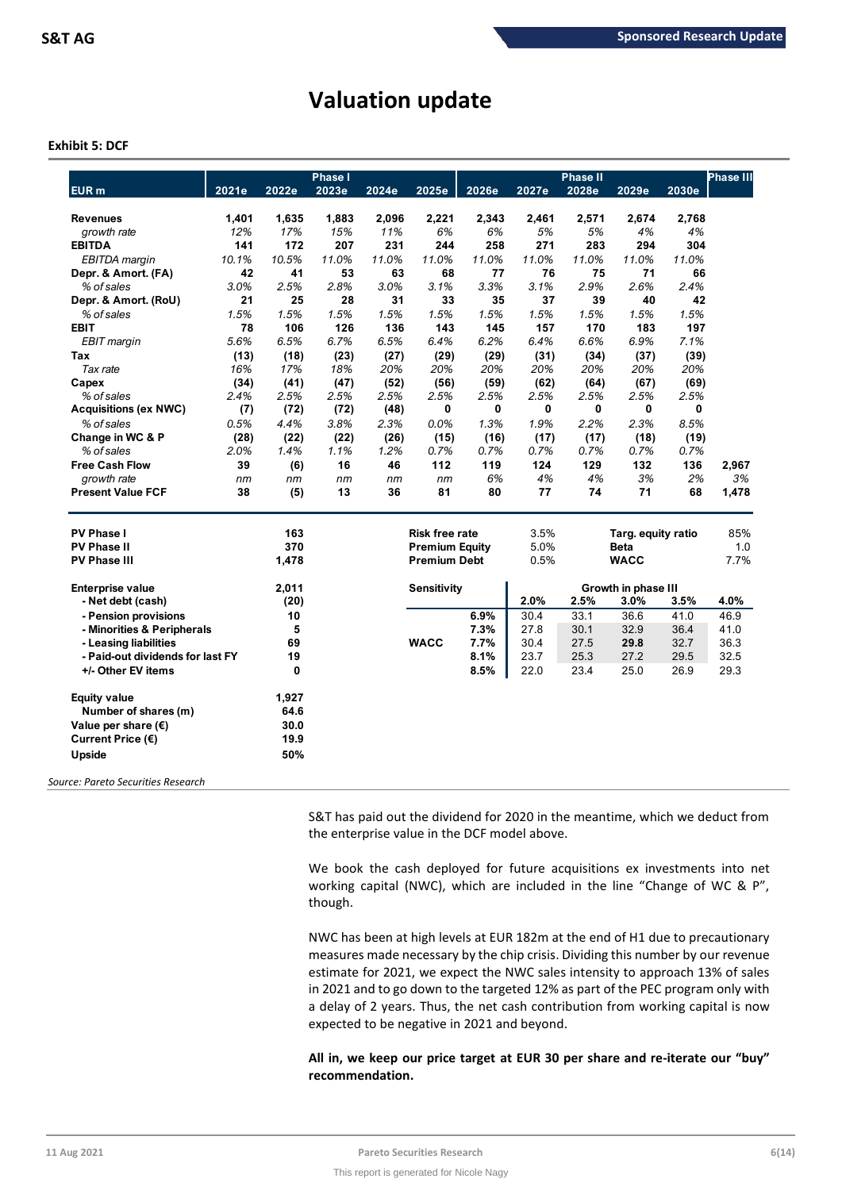# Valuation update

**Exhibit 5: DCF**

| EUR m | 2021e | 2022e | 2023e | 2024e | 2025e | 2026e | 2027e | 2028e | 2029e | 2030e | Phase III |
|---|---|---|---|---|---|---|---|---|---|---|---|
| | Phase I | | | | | Phase II | | | | | |
| **Revenues** | 1,401 | 1,635 | 1,883 | 2,096 | 2,221 | 2,343 | 2,461 | 2,571 | 2,674 | 2,768 | |
| *growth rate* | 12% | 17% | 15% | 11% | 6% | 6% | 5% | 5% | 4% | 4% | |
| **EBITDA** | 141 | 172 | 207 | 231 | 244 | 258 | 271 | 283 | 294 | 304 | |
| *EBITDA margin* | 10.1% | 10.5% | 11.0% | 11.0% | 11.0% | 11.0% | 11.0% | 11.0% | 11.0% | 11.0% | |
| **Depr. & Amort. (FA)** | 42 | 41 | 53 | 63 | 68 | 77 | 76 | 75 | 71 | 66 | |
| *% of sales* | 3.0% | 2.5% | 2.8% | 3.0% | 3.1% | 3.3% | 3.1% | 2.9% | 2.6% | 2.4% | |
| **Depr. & Amort. (RoU)** | 21 | 25 | 28 | 31 | 33 | 35 | 37 | 39 | 40 | 42 | |
| *% of sales* | 1.5% | 1.5% | 1.5% | 1.5% | 1.5% | 1.5% | 1.5% | 1.5% | 1.5% | 1.5% | |
| **EBIT** | 78 | 106 | 126 | 136 | 143 | 145 | 157 | 170 | 183 | 197 | |
| *EBIT margin* | 5.6% | 6.5% | 6.7% | 6.5% | 6.4% | 6.2% | 6.4% | 6.6% | 6.9% | 7.1% | |
| **Tax** | (13) | (18) | (23) | (27) | (29) | (29) | (31) | (34) | (37) | (39) | |
| *Tax rate* | 16% | 17% | 18% | 20% | 20% | 20% | 20% | 20% | 20% | 20% | |
| **Capex** | (34) | (41) | (47) | (52) | (56) | (59) | (62) | (64) | (67) | (69) | |
| *% of sales* | 2.4% | 2.5% | 2.5% | 2.5% | 2.5% | 2.5% | 2.5% | 2.5% | 2.5% | 2.5% | |
| **Acquisitions (ex NWC)** | (7) | (72) | (72) | (48) | 0 | 0 | 0 | 0 | 0 | 0 | |
| *% of sales* | 0.5% | 4.4% | 3.8% | 2.3% | 0.0% | 1.3% | 1.9% | 2.2% | 2.3% | 8.5% | |
| **Change in WC & P** | (28) | (22) | (22) | (26) | (15) | (16) | (17) | (17) | (18) | (19) | |
| *% of sales* | 2.0% | 1.4% | 1.1% | 1.2% | 0.7% | 0.7% | 0.7% | 0.7% | 0.7% | 0.7% | |
| **Free Cash Flow** | 39 | (6) | 16 | 46 | 112 | 119 | 124 | 129 | 132 | 136 | 2,967 |
| *growth rate* | nm | nm | nm | nm | nm | 6% | 4% | 4% | 3% | 2% | 3% |
| **Present Value FCF** | 38 | (5) | 13 | 36 | 81 | 80 | 77 | 74 | 71 | 68 | 1,478 |

| | |
|---|---|
| **PV Phase I** | 163 |
| **PV Phase II** | 370 |
| **PV Phase III** | 1,478 |
| **Enterprise value** | 2,011 |
| **- Net debt (cash)** | (20) |
| **- Pension provisions** | 10 |
| **- Minorities & Peripherals** | 5 |
| **- Leasing liabilities** | 69 |
| **- Paid-out dividends for last FY** | 19 |
| **+/- Other EV items** | 0 |
| **Equity value** | 1,927 |
| **Number of shares (m)** | 64.6 |
| **Value per share (€)** | 30.0 |
| **Current Price (€)** | 19.9 |
| **Upside** | 50% |

| | |
|---|---|
| **Risk free rate** | 3.5% |
| **Premium Equity** | 5.0% |
| **Premium Debt** | 0.5% |
| **Targ. equity ratio** | 85% |
| **Beta** | 1.0 |
| **WACC** | 7.7% |

| **Sensitivity** | | Growth in phase III | | | | |
|---|---|---|---|---|---|---|
| | | **2.0%** | **2.5%** | **3.0%** | **3.5%** | **4.0%** |
| | **6.9%** | 30.4 | 33.1 | 36.6 | 41.0 | 46.9 |
| | **7.3%** | 27.8 | 30.1 | 32.9 | 36.4 | 41.0 |
| **WACC** | **7.7%** | 30.4 | 27.5 | **29.8** | 32.7 | 36.3 |
| | **8.1%** | 23.7 | 25.3 | 27.2 | 29.5 | 32.5 |
| | **8.5%** | 22.0 | 23.4 | 25.0 | 26.9 | 29.3 |

*Source: Pareto Securities Research*

S&T has paid out the dividend for 2020 in the meantime, which we deduct from the enterprise value in the DCF model above.

We book the cash deployed for future acquisitions ex investments into net working capital (NWC), which are included in the line "Change of WC & P", though.

NWC has been at high levels at EUR 182m at the end of H1 due to precautionary measures made necessary by the chip crisis. Dividing this number by our revenue estimate for 2021, we expect the NWC sales intensity to approach 13% of sales in 2021 and to go down to the targeted 12% as part of the PEC program only with a delay of 2 years. Thus, the net cash contribution from working capital is now expected to be negative in 2021 and beyond.

**All in, we keep our price target at EUR 30 per share and re-iterate our "buy" recommendation.**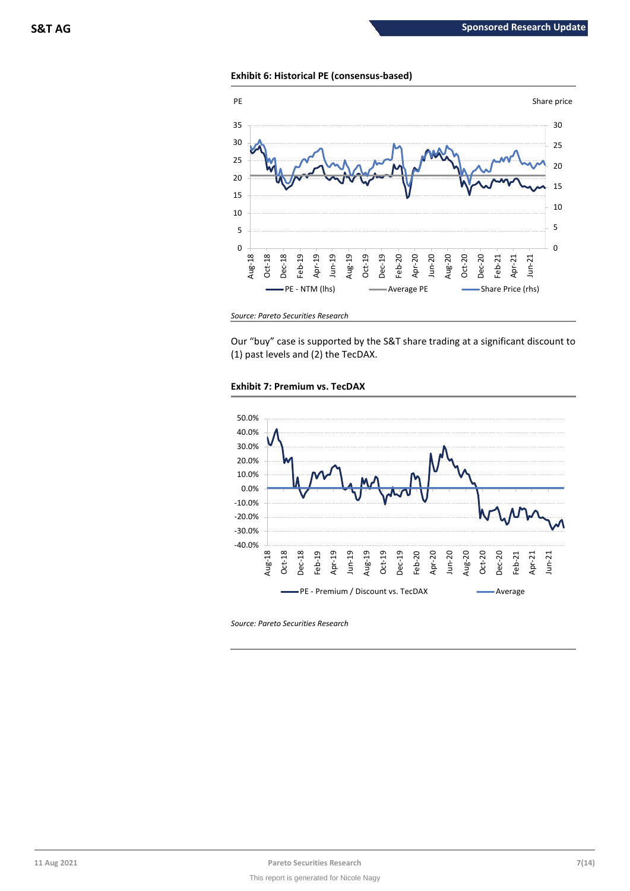**Exhibit 6: Historical PE (consensus-based)**

*Source: Pareto Securities Research*

Our "buy" case is supported by the S&T share trading at a significant discount to (1) past levels and (2) the TecDAX.

**Exhibit 7: Premium vs. TecDAX**

*Source: Pareto Securities Research*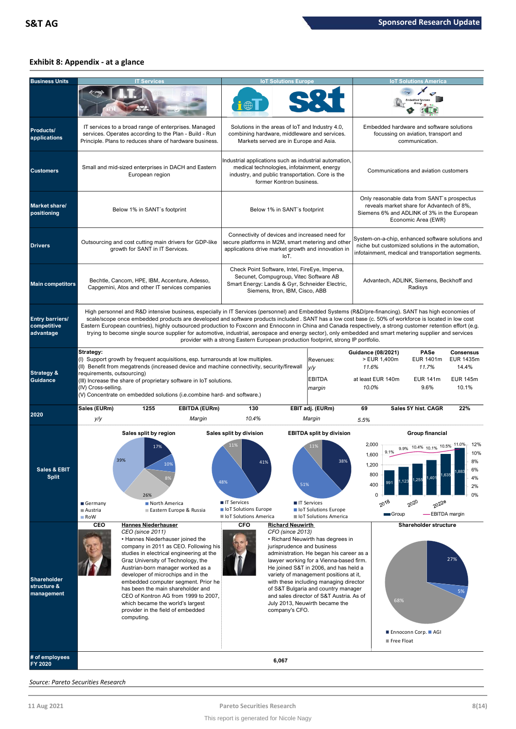## Exhibit 8: Appendix - at a glance

| Business Units | IT Services | IoT Solutions Europe | IoT Solutions America |
|---|---|---|---|
| Products/ applications | IT services to a broad range of enterprises. Managed services. Operates according to the Plan - Build - Run Principle. Plans to reduces share of hardware business. | Solutions in the areas of IoT and Industry 4.0, combining hardware, middleware and services. Markets served are in Europe and Asia. | Embedded hardware and software solutions focussing on aviation, transport and communication. |
| Customers | Small and mid-sized enterprises in DACH and Eastern European region | Industrial applications such as industrial automation, medical technologies, infotainment, energy industry, and public transportation. Core is the former Kontron business. | Communications and aviation customers |
| Market share/ positioning | Below 1% in SANT´s footprint | Below 1% in SANT´s footprint | Only reasonable data from SANT´s prospectus reveals market share for Advantech of 8%, Siemens 6% and ADLINK of 3% in the European Economic Area (EWR) |
| Drivers | Outsourcing and cost cutting main drivers for GDP-like growth for SANT in IT Services. | Connectivity of devices and increased need for secure platforms in M2M, smart metering and other applications drive market growth and innovation in IoT. | System-on-a-chip, enhanced software solutions and niche but customized solutions in the automation, infotainment, medical and transportation segments. |
| Main competitors | Bechtle, Cancom, HPE, IBM, Accenture, Adesso, Capgemini, Atos and other IT services companies | Check Point Software, Intel, FireEye, Imperva, Secunet, Compugroup, Vitec Software AB Smart Energy: Landis & Gyr, Schneider Electric, Siemens, Itron, IBM, Cisco, ABB | Advantech, ADLINK, Siemens, Beckhoff and Radisys |

**Entry barriers/ competitive advantage**

High personnel and R&D intensive business, especially in IT Services (personnel) and Embedded Systems (R&D/pre-financing). SANT has high economies of scale/scope once embedded products are developed and software products included . SANT has a low cost base (c. 50% of workforce is located in low cost Eastern European countries), highly outsourced production to Foxconn and Ennoconn in China and Canada respectively, a strong customer retention effort (e.g. trying to become single source supplier for automotive, industrial, aerospace and energy sector), only embedded and smart metering supplier and services provider with a strong Eastern European production footprint, strong IP portfolio.

**Strategy & Guidance**

**Strategy:**
(I) Support growth by frequent acquisitions, esp. turnarounds at low multiples.
(II) Benefit from megatrends (increased device and machine connectivity, security/firewall requirements, outsourcing)
(III) Increase the share of proprietary software in IoT solutions.
(IV) Cross-selling.
(V) Concentrate on embedded solutions (i.e.combine hard- and software.)

| | Guidance (08/2021) | PASe | Consensus |
|---|---|---|---|
| Revenues: | > EUR 1,400m | EUR 1401m | EUR 1435m |
| *y/y* | *11.6%* | *11.7%* | 14.4% |
| EBITDA | at least EUR 140m | EUR 141m | EUR 145m |
| *margin* | *10.0%* | 9.6% | 10.1% |

**2020**

| Sales (EURm) | 1255 | EBITDA (EURm) | 130 | EBIT adj. (EURm) | 69 | Sales 5Y hist. CAGR | 22% |
|---|---|---|---|---|---|---|---|
| *y/y* | | *Margin* | *10.4%* | *Margin* | *5.5%* | | |

**Sales & EBIT Split**

Sales split by region: Germany 39%, North America 17%, Austria 10%, Eastern Europe & Russia 26%, RoW 8%

Sales split by division: IT Services 41%, IoT Solutions Europe 48%, IoT Solutions America 11%

EBITDA split by division: IT Services 38%, IoT Solutions Europe 51%, IoT Solutions America 11%

Group financial:

| | 2018 | 2019 | 2020 | 2021e | 2022e | 2023e |
|---|---|---|---|---|---|---|
| Group (sales) | 991 | 1,123 | 1,255 | 1,401 | 1,635 | 1,883 |
| EBITDA margin | 9.1% | 9.9% | 10.4% | 10.1% | 10.5% | 11.0% |

**Shareholder structure & management**

**CEO** — Hannes Niederhauser
*CEO (since 2011)*
• Hannes Niederhauser joined the company in 2011 as CEO. Following his studies in electrical engineering at the Graz University of Technology, the Austrian-born manager worked as a developer of microchips and in the embedded computer segment. Prior he has been the main shareholder and CEO of Kontron AG from 1999 to 2007, which became the world's largest provider in the field of embedded computing.

**CFO** — Richard Neuwirth
*CFO (since 2013)*
• Richard Neuwirth has degrees in jurisprudence and business administration. He began his career as a lawyer working for a Vienna-based firm. He joined S&T in 2006, and has held a variety of management positions at it, with these including managing director of S&T Bulgaria and country manager and sales director of S&T Austria. As of July 2013, Neuwirth became the company's CFO.

**Shareholder structure:** Ennoconn Corp. 27%, AGI 5%, Free Float 68%

**# of employees FY 2020:** 6,067

Source: Pareto Securities Research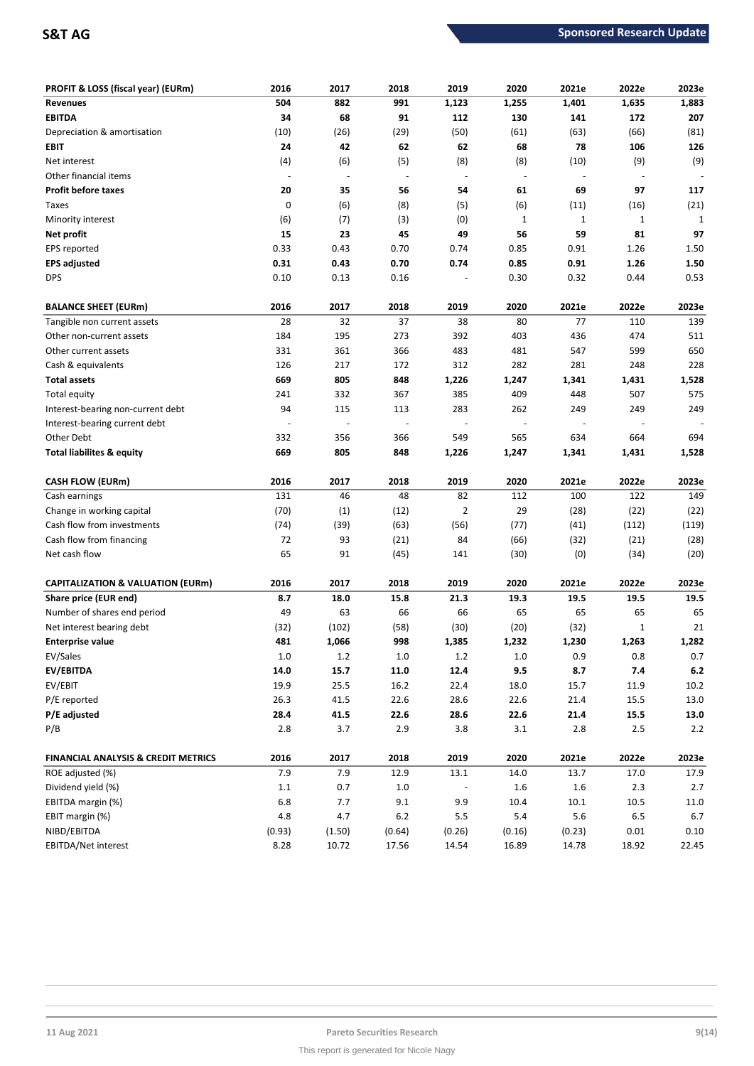| PROFIT & LOSS (fiscal year) (EURm) | 2016 | 2017 | 2018 | 2019 | 2020 | 2021e | 2022e | 2023e |
|---|---|---|---|---|---|---|---|---|
| **Revenues** | **504** | **882** | **991** | **1,123** | **1,255** | **1,401** | **1,635** | **1,883** |
| **EBITDA** | **34** | **68** | **91** | **112** | **130** | **141** | **172** | **207** |
| Depreciation & amortisation | (10) | (26) | (29) | (50) | (61) | (63) | (66) | (81) |
| **EBIT** | **24** | **42** | **62** | **62** | **68** | **78** | **106** | **126** |
| Net interest | (4) | (6) | (5) | (8) | (8) | (10) | (9) | (9) |
| Other financial items | - | - | - | - | - | - | - | - |
| **Profit before taxes** | **20** | **35** | **56** | **54** | **61** | **69** | **97** | **117** |
| Taxes | 0 | (6) | (8) | (5) | (6) | (11) | (16) | (21) |
| Minority interest | (6) | (7) | (3) | (0) | 1 | 1 | 1 | 1 |
| **Net profit** | **15** | **23** | **45** | **49** | **56** | **59** | **81** | **97** |
| EPS reported | 0.33 | 0.43 | 0.70 | 0.74 | 0.85 | 0.91 | 1.26 | 1.50 |
| **EPS adjusted** | **0.31** | **0.43** | **0.70** | **0.74** | **0.85** | **0.91** | **1.26** | **1.50** |
| DPS | 0.10 | 0.13 | 0.16 | - | 0.30 | 0.32 | 0.44 | 0.53 |

| BALANCE SHEET (EURm) | 2016 | 2017 | 2018 | 2019 | 2020 | 2021e | 2022e | 2023e |
|---|---|---|---|---|---|---|---|---|
| Tangible non current assets | 28 | 32 | 37 | 38 | 80 | 77 | 110 | 139 |
| Other non-current assets | 184 | 195 | 273 | 392 | 403 | 436 | 474 | 511 |
| Other current assets | 331 | 361 | 366 | 483 | 481 | 547 | 599 | 650 |
| Cash & equivalents | 126 | 217 | 172 | 312 | 282 | 281 | 248 | 228 |
| **Total assets** | **669** | **805** | **848** | **1,226** | **1,247** | **1,341** | **1,431** | **1,528** |
| Total equity | 241 | 332 | 367 | 385 | 409 | 448 | 507 | 575 |
| Interest-bearing non-current debt | 94 | 115 | 113 | 283 | 262 | 249 | 249 | 249 |
| Interest-bearing current debt | - | - | - | - | - | - | - | - |
| Other Debt | 332 | 356 | 366 | 549 | 565 | 634 | 664 | 694 |
| **Total liabilites & equity** | **669** | **805** | **848** | **1,226** | **1,247** | **1,341** | **1,431** | **1,528** |

| CASH FLOW (EURm) | 2016 | 2017 | 2018 | 2019 | 2020 | 2021e | 2022e | 2023e |
|---|---|---|---|---|---|---|---|---|
| Cash earnings | 131 | 46 | 48 | 82 | 112 | 100 | 122 | 149 |
| Change in working capital | (70) | (1) | (12) | 2 | 29 | (28) | (22) | (22) |
| Cash flow from investments | (74) | (39) | (63) | (56) | (77) | (41) | (112) | (119) |
| Cash flow from financing | 72 | 93 | (21) | 84 | (66) | (32) | (21) | (28) |
| Net cash flow | 65 | 91 | (45) | 141 | (30) | (0) | (34) | (20) |

| CAPITALIZATION & VALUATION (EURm) | 2016 | 2017 | 2018 | 2019 | 2020 | 2021e | 2022e | 2023e |
|---|---|---|---|---|---|---|---|---|
| **Share price (EUR end)** | **8.7** | **18.0** | **15.8** | **21.3** | **19.3** | **19.5** | **19.5** | **19.5** |
| Number of shares end period | 49 | 63 | 66 | 66 | 65 | 65 | 65 | 65 |
| Net interest bearing debt | (32) | (102) | (58) | (30) | (20) | (32) | 1 | 21 |
| **Enterprise value** | **481** | **1,066** | **998** | **1,385** | **1,232** | **1,230** | **1,263** | **1,282** |
| EV/Sales | 1.0 | 1.2 | 1.0 | 1.2 | 1.0 | 0.9 | 0.8 | 0.7 |
| **EV/EBITDA** | **14.0** | **15.7** | **11.0** | **12.4** | **9.5** | **8.7** | **7.4** | **6.2** |
| EV/EBIT | 19.9 | 25.5 | 16.2 | 22.4 | 18.0 | 15.7 | 11.9 | 10.2 |
| P/E reported | 26.3 | 41.5 | 22.6 | 28.6 | 22.6 | 21.4 | 15.5 | 13.0 |
| **P/E adjusted** | **28.4** | **41.5** | **22.6** | **28.6** | **22.6** | **21.4** | **15.5** | **13.0** |
| P/B | 2.8 | 3.7 | 2.9 | 3.8 | 3.1 | 2.8 | 2.5 | 2.2 |

| FINANCIAL ANALYSIS & CREDIT METRICS | 2016 | 2017 | 2018 | 2019 | 2020 | 2021e | 2022e | 2023e |
|---|---|---|---|---|---|---|---|---|
| ROE adjusted (%) | 7.9 | 7.9 | 12.9 | 13.1 | 14.0 | 13.7 | 17.0 | 17.9 |
| Dividend yield (%) | 1.1 | 0.7 | 1.0 | - | 1.6 | 1.6 | 2.3 | 2.7 |
| EBITDA margin (%) | 6.8 | 7.7 | 9.1 | 9.9 | 10.4 | 10.1 | 10.5 | 11.0 |
| EBIT margin (%) | 4.8 | 4.7 | 6.2 | 5.5 | 5.4 | 5.6 | 6.5 | 6.7 |
| NIBD/EBITDA | (0.93) | (1.50) | (0.64) | (0.26) | (0.16) | (0.23) | 0.01 | 0.10 |
| EBITDA/Net interest | 8.28 | 10.72 | 17.56 | 14.54 | 16.89 | 14.78 | 18.92 | 22.45 |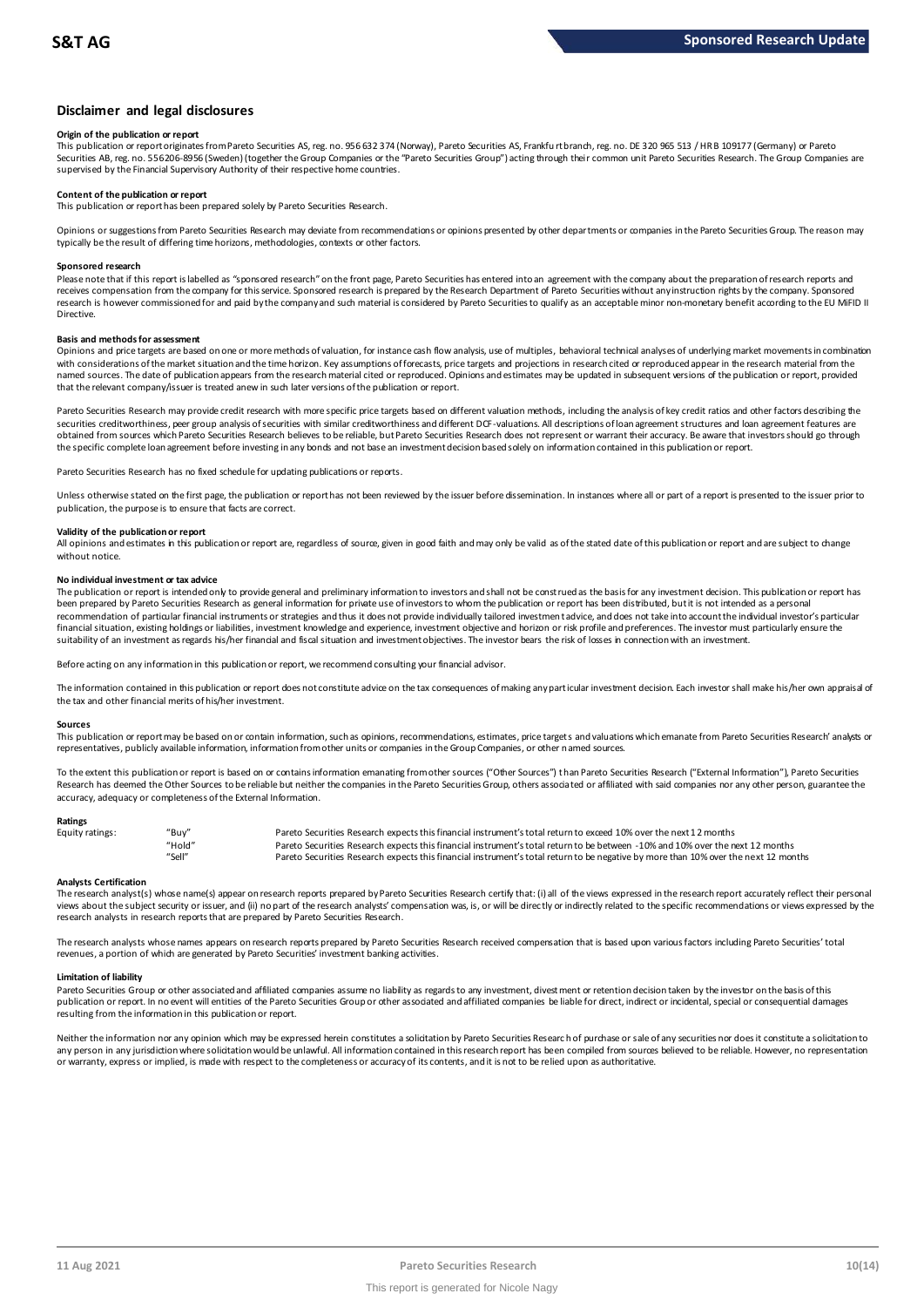## Disclaimer and legal disclosures

**Origin of the publication or report**

This publication or report originates from Pareto Securities AS, reg. no. 956 632 374 (Norway), Pareto Securities AS, Frankfurt branch, reg. no. DE 320 965 513 / HR B 109177 (Germany) or Pareto Securities AB, reg. no. 556206-8956 (Sweden) (together the Group Companies or the "Pareto Securities Group") acting through their common unit Pareto Securities Research. The Group Companies are supervised by the Financial Supervisory Authority of their respective home countries.

**Content of the publication or report**

This publication or report has been prepared solely by Pareto Securities Research.

Opinions or suggestions from Pareto Securities Research may deviate from recommendations or opinions presented by other departments or companies in the Pareto Securities Group. The reason may typically be the result of differing time horizons, methodologies, contexts or other factors.

**Sponsored research**

Please note that if this report is labelled as "sponsored research" on the front page, Pareto Securities has entered into an agreement with the company about the preparation of research reports and receives compensation from the company for this service. Sponsored research is prepared by the Research Department of Pareto Securities without any instruction rights by the company. Sponsored research is however commissioned for and paid by the company and such material is considered by Pareto Securities to qualify as an acceptable minor non-monetary benefit according to the EU MiFID II Directive.

**Basis and methods for assessment**

Opinions and price targets are based on one or more methods of valuation, for instance cash flow analysis, use of multiples, behavioral technical analyses of underlying market movements in combination with considerations of the market situation and the time horizon. Key assumptions of forecasts, price targets and projections in research cited or reproduced appear in the research material from the named sources. The date of publication appears from the research material cited or reproduced. Opinions and estimates may be updated in subsequent versions of the publication or report, provided that the relevant company/issuer is treated anew in such later versions of the publication or report.

Pareto Securities Research may provide credit research with more specific price targets based on different valuation methods, including the analysis of key credit ratios and other factors describing the securities creditworthiness, peer group analysis of securities with similar creditworthiness and different DCF-valuations. All descriptions of loan agreement structures and loan agreement features are obtained from sources which Pareto Securities Research believes to be reliable, but Pareto Securities Research does not represent or warrant their accuracy. Be aware that investors should go through the specific complete loan agreement before investing in any bonds and not base an investment decision based solely on information contained in this publication or report.

Pareto Securities Research has no fixed schedule for updating publications or reports.

Unless otherwise stated on the first page, the publication or report has not been reviewed by the issuer before dissemination. In instances where all or part of a report is presented to the issuer prior to publication, the purpose is to ensure that facts are correct.

**Validity of the publication or report**

All opinions and estimates in this publication or report are, regardless of source, given in good faith and may only be valid as of the stated date of this publication or report and are subject to change without notice.

**No individual investment or tax advice**

The publication or report is intended only to provide general and preliminary information to investors and shall not be construed as the basis for any investment decision. This publication or report has been prepared by Pareto Securities Research as general information for private use of investors to whom the publication or report has been distributed, but it is not intended as a personal recommendation of particular financial instruments or strategies and thus it does not provide individually tailored investment advice, and does not take into account the individual investor's particular financial situation, existing holdings or liabilities, investment knowledge and experience, investment objective and horizon or risk profile and preferences. The investor must particularly ensure the suitability of an investment as regards his/her financial and fiscal situation and investment objectives. The investor bears the risk of losses in connection with an investment.

Before acting on any information in this publication or report, we recommend consulting your financial advisor.

The information contained in this publication or report does not constitute advice on the tax consequences of making any particular investment decision. Each investor shall make his/her own appraisal of the tax and other financial merits of his/her investment.

**Sources**

This publication or report may be based on or contain information, such as opinions, recommendations, estimates, price targets and valuations which emanate from Pareto Securities Research' analysts or representatives, publicly available information, information from other units or companies in the Group Companies, or other named sources.

To the extent this publication or report is based on or contains information emanating from other sources ("Other Sources") than Pareto Securities Research ("External Information"), Pareto Securities Research has deemed the Other Sources to be reliable but neither the companies in the Pareto Securities Group, others associated or affiliated with said companies nor any other person, guarantee the accuracy, adequacy or completeness of the External Information.

**Ratings**

| Equity ratings: | "Buy" | Pareto Securities Research expects this financial instrument's total return to exceed 10% over the next 12 months |
|---|---|---|
| | "Hold" | Pareto Securities Research expects this financial instrument's total return to be between -10% and 10% over the next 12 months |
| | "Sell" | Pareto Securities Research expects this financial instrument's total return to be negative by more than 10% over the next 12 months |

**Analysts Certification**

The research analyst(s) whose name(s) appear on research reports prepared by Pareto Securities Research certify that: (i) all of the views expressed in the research report accurately reflect their personal views about the subject security or issuer, and (ii) no part of the research analysts' compensation was, is, or will be directly or indirectly related to the specific recommendations or views expressed by the research analysts in research reports that are prepared by Pareto Securities Research.

The research analysts whose names appears on research reports prepared by Pareto Securities Research received compensation that is based upon various factors including Pareto Securities' total revenues, a portion of which are generated by Pareto Securities' investment banking activities.

**Limitation of liability**

Pareto Securities Group or other associated and affiliated companies assume no liability as regards to any investment, divestment or retention decision taken by the investor on the basis of this publication or report. In no event will entities of the Pareto Securities Group or other associated and affiliated companies be liable for direct, indirect or incidental, special or consequential damages resulting from the information in this publication or report.

Neither the information nor any opinion which may be expressed herein constitutes a solicitation by Pareto Securities Research of purchase or sale of any securities nor does it constitute a solicitation to any person in any jurisdiction where solicitation would be unlawful. All information contained in this research report has been compiled from sources believed to be reliable. However, no representation or warranty, express or implied, is made with respect to the completeness or accuracy of its contents, and it is not to be relied upon as authoritative.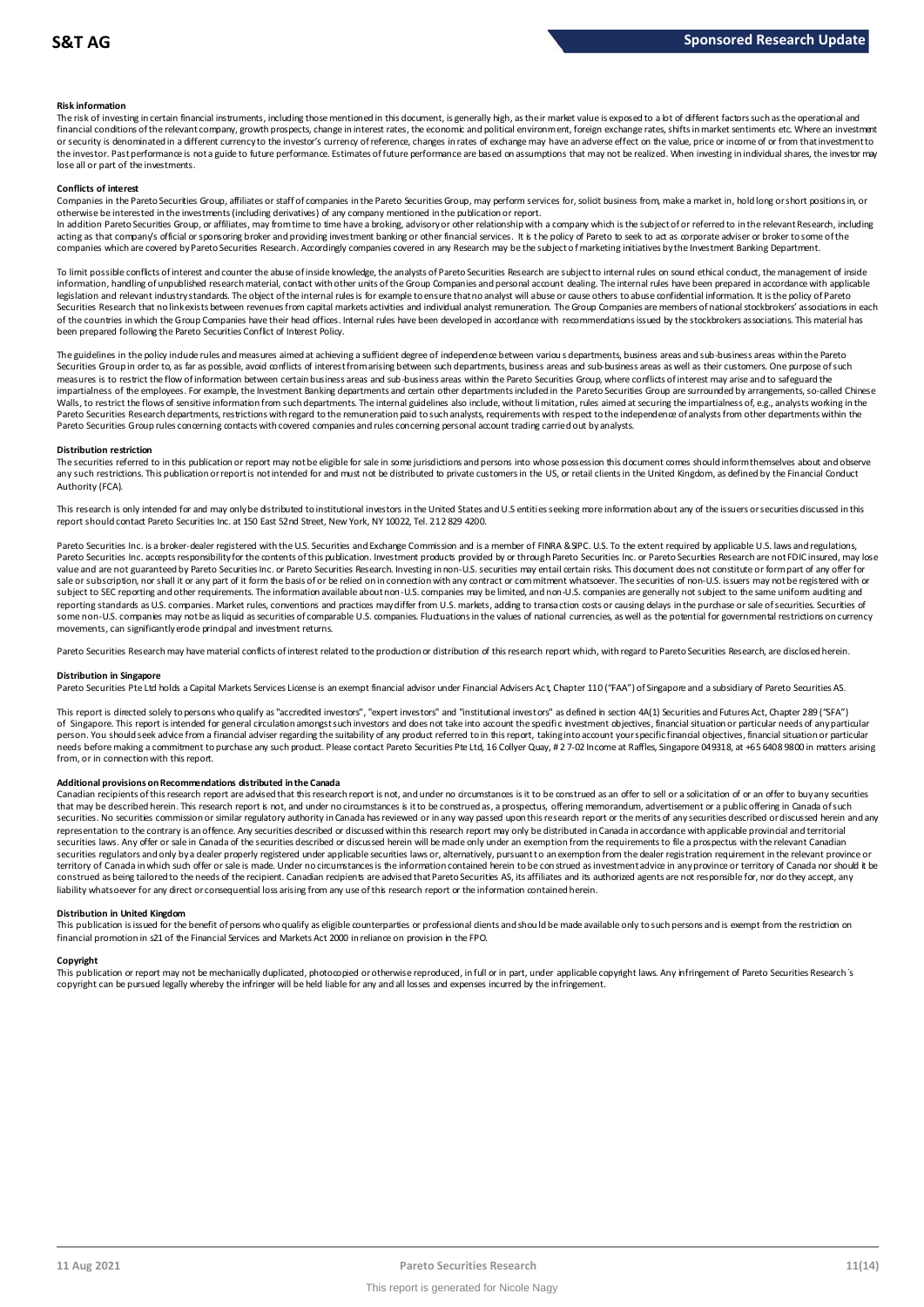#### Risk information

The risk of investing in certain financial instruments, including those mentioned in this document, is generally high, as their market value is exposed to a lot of different factors such as the operational and financial conditions of the relevant company, growth prospects, change in interest rates, the economic and political environment, foreign exchange rates, shifts in market sentiments etc. Where an investment or security is denominated in a different currency to the investor's currency of reference, changes in rates of exchange may have an adverse effect on the value, price or income of or from that investment to the investor. Past performance is not a guide to future performance. Estimates of future performance are based on assumptions that may not be realized. When investing in individual shares, the investor may lose all or part of the investments.

#### Conflicts of interest

Companies in the Pareto Securities Group, affiliates or staff of companies in the Pareto Securities Group, may perform services for, solicit business from, make a market in, hold long or short positions in, or otherwise be interested in the investments (including derivatives) of any company mentioned in the publication or report.

In addition Pareto Securities Group, or affiliates, may from time to time have a broking, advisory or other relationship with a company which is the subject of or referred to in the relevant Research, including acting as that company's official or sponsoring broker and providing investment banking or other financial services. It is the policy of Pareto to seek to act as corporate adviser or broker to some of the companies which are covered by Pareto Securities Research. Accordingly companies covered in any Research may be the subject of marketing initiatives by the Investment Banking Department.

To limit possible conflicts of interest and counter the abuse of inside knowledge, the analysts of Pareto Securities Research are subject to internal rules on sound ethical conduct, the management of inside information, handling of unpublished research material, contact with other units of the Group Companies and personal account dealing. The internal rules have been prepared in accordance with applicable legislation and relevant industry standards. The object of the internal rules is for example to ensure that no analyst will abuse or cause others to abuse confidential information. It is the policy of Pareto Securities Research that no link exists between revenues from capital markets activities and individual analyst remuneration. The Group Companies are members of national stockbrokers' associations in each of the countries in which the Group Companies have their head offices. Internal rules have been developed in accordance with recommendations issued by the stockbrokers associations. This material has been prepared following the Pareto Securities Conflict of Interest Policy.

The guidelines in the policy include rules and measures aimed at achieving a sufficient degree of independence between various departments, business areas and sub-business areas within the Pareto Securities Group in order to, as far as possible, avoid conflicts of interest from arising between such departments, business areas and sub-business areas as well as their customers. One purpose of such measures is to restrict the flow of information between certain business areas and sub-business areas within the Pareto Securities Group, where conflicts of interest may arise and to safeguard the impartialness of the employees. For example, the Investment Banking departments and certain other departments included in the Pareto Securities Group are surrounded by arrangements, so-called Chinese Walls, to restrict the flows of sensitive information from such departments. The internal guidelines also include, without limitation, rules aimed at securing the impartialness of, e.g., analysts working in the Pareto Securities Research departments, restrictions with regard to the remuneration paid to such analysts, requirements with respect to the independence of analysts from other departments within the Pareto Securities Group rules concerning contacts with covered companies and rules concerning personal account trading carried out by analysts.

#### Distribution restriction

The securities referred to in this publication or report may not be eligible for sale in some jurisdictions and persons into whose possession this document comes should inform themselves about and observe any such restrictions. This publication or report is not intended for and must not be distributed to private customers in the US, or retail clients in the United Kingdom, as defined by the Financial Conduct Authority (FCA).

This research is only intended for and may only be distributed to institutional investors in the United States and U.S entities seeking more information about any of the issuers or securities discussed in this report should contact Pareto Securities Inc. at 150 East 52nd Street, New York, NY 10022, Tel. 212 829 4200.

Pareto Securities Inc. is a broker-dealer registered with the U.S. Securities and Exchange Commission and is a member of FINRA & SIPC. U.S. To the extent required by applicable U.S. laws and regulations, Pareto Securities Inc. accepts responsibility for the contents of this publication. Investment products provided by or through Pareto Securities Inc. or Pareto Securities Research are not FDIC insured, may lose value and are not guaranteed by Pareto Securities Inc. or Pareto Securities Research. Investing in non-U.S. securities may entail certain risks. This document does not constitute or form part of any offer for sale or subscription, nor shall it or any part of it form the basis of or be relied on in connection with any contract or commitment whatsoever. The securities of non-U.S. issuers may not be registered with or subject to SEC reporting and other requirements. The information available about non-U.S. companies may be limited, and non-U.S. companies are generally not subject to the same uniform auditing and reporting standards as U.S. companies. Market rules, conventions and practices may differ from U.S. markets, adding to transaction costs or causing delays in the purchase or sale of securities. Securities of some non-U.S. companies may not be as liquid as securities of comparable U.S. companies. Fluctuations in the values of national currencies, as well as the potential for governmental restrictions on currency movements, can significantly erode principal and investment returns.

Pareto Securities Research may have material conflicts of interest related to the production or distribution of this research report which, with regard to Pareto Securities Research, are disclosed herein.

#### Distribution in Singapore

Pareto Securities Pte Ltd holds a Capital Markets Services License is an exempt financial advisor under Financial Advisers Act, Chapter 110 ("FAA") of Singapore and a subsidiary of Pareto Securities AS.

This report is directed solely to persons who qualify as "accredited investors", "expert investors" and "institutional investors" as defined in section 4A(1) Securities and Futures Act, Chapter 289 ("SFA") of Singapore. This report is intended for general circulation amongst such investors and does not take into account the specific investment objectives, financial situation or particular needs of any particular person. You should seek advice from a financial adviser regarding the suitability of any product referred to in this report, taking into account your specific financial objectives, financial situation or particular needs before making a commitment to purchase any such product. Please contact Pareto Securities Pte Ltd, 16 Collyer Quay, # 27-02 Income at Raffles, Singapore 049318, at +65 6408 9800 in matters arising from, or in connection with this report.

#### Additional provisions on Recommendations distributed in the Canada

Canadian recipients of this research report are advised that this research report is not, and under no circumstances is it to be construed as an offer to sell or a solicitation of or an offer to buy any securities that may be described herein. This research report is not, and under no circumstances is it to be construed as, a prospectus, offering memorandum, advertisement or a public offering in Canada of such securities. No securities commission or similar regulatory authority in Canada has reviewed or in any way passed upon this research report or the merits of any securities described or discussed herein and any representation to the contrary is an offence. Any securities described or discussed within this research report may only be distributed in Canada in accordance with applicable provincial and territorial securities laws. Any offer or sale in Canada of the securities described or discussed herein will be made only under an exemption from the requirements to file a prospectus with the relevant Canadian securities regulators and only by a dealer properly registered under applicable securities laws or, alternatively, pursuant to an exemption from the dealer registration requirement in the relevant province or territory of Canada in which such offer or sale is made. Under no circumstances is the information contained herein to be construed as investment advice in any province or territory of Canada nor should it be construed as being tailored to the needs of the recipient. Canadian recipients are advised that Pareto Securities AS, its affiliates and its authorized agents are not responsible for, nor do they accept, any liability whatsoever for any direct or consequential loss arising from any use of this research report or the information contained herein.

#### Distribution in United Kingdom

This publication is issued for the benefit of persons who qualify as eligible counterparties or professional clients and should be made available only to such persons and is exempt from the restriction on financial promotion in s21 of the Financial Services and Markets Act 2000 in reliance on provision in the FPO.

#### Copyright

This publication or report may not be mechanically duplicated, photocopied or otherwise reproduced, in full or in part, under applicable copyright laws. Any infringement of Pareto Securities Research´s copyright can be pursued legally whereby the infringer will be held liable for any and all losses and expenses incurred by the infringement.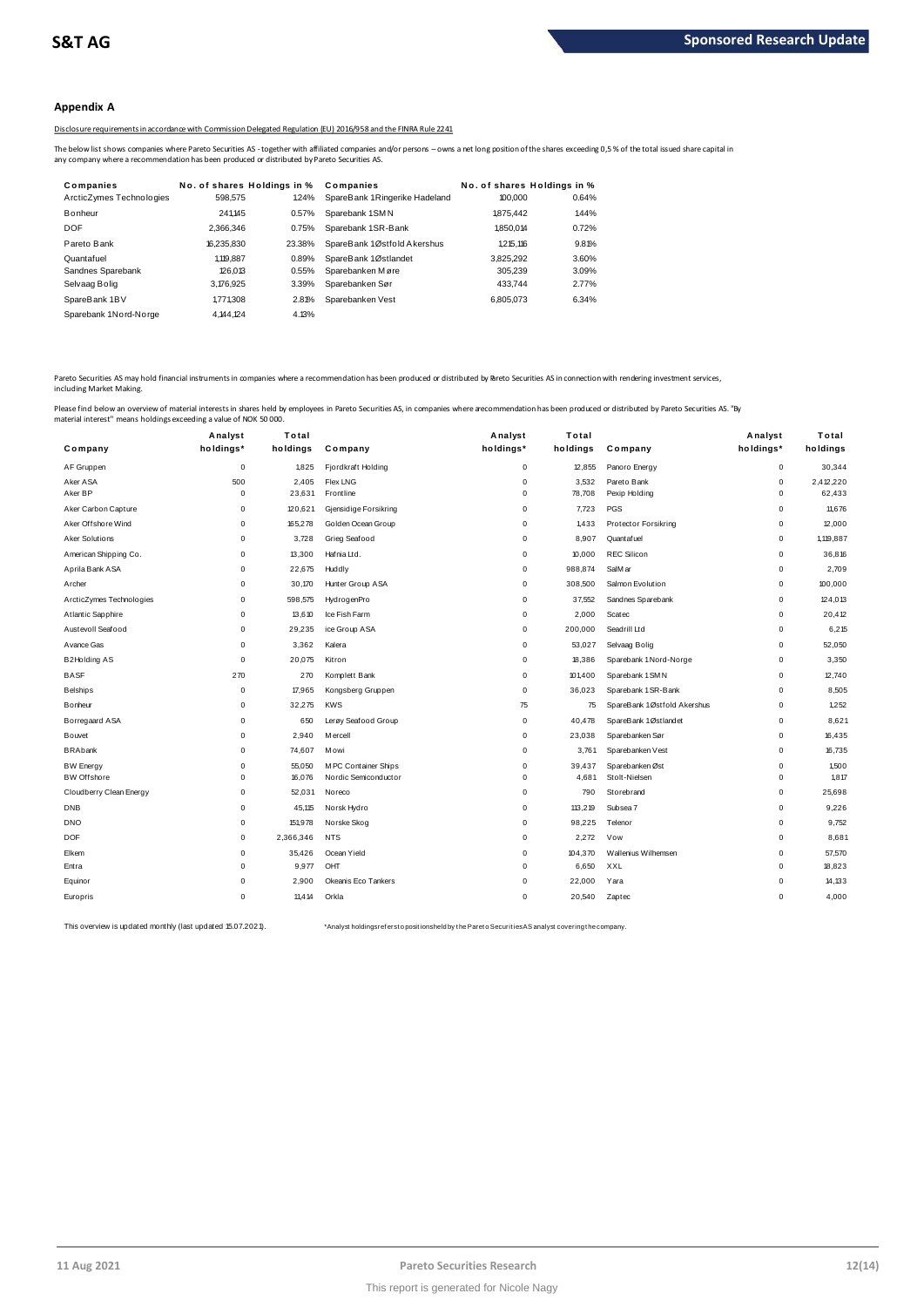## Appendix A

Disclosure requirements in accordance with Commission Delegated Regulation (EU) 2016/958 and the FINRA Rule 2241

The below list shows companies where Pareto Securities AS - together with affiliated companies and/or persons – owns a net long position of the shares exceeding 0,5 % of the total issued share capital in any company where a recommendation has been produced or distributed by Pareto Securities AS.

| Companies | No. of shares | Holdings in % | Companies | No. of shares | Holdings in % |
|---|---|---|---|---|---|
| ArcticZymes Technologies | 598,575 | 1.24% | SpareBank 1 Ringerike Hadeland | 100,000 | 0.64% |
| Bonheur | 241,145 | 0.57% | Sparebank 1 SMN | 1,875,442 | 1.44% |
| DOF | 2,366,346 | 0.75% | Sparebank 1 SR-Bank | 1,850,014 | 0.72% |
| Pareto Bank | 16,235,830 | 23.38% | SpareBank 1 Østfold Akershus | 1,215,116 | 9.81% |
| Quantafuel | 1,119,887 | 0.89% | SpareBank 1 Østlandet | 3,825,292 | 3.60% |
| Sandnes Sparebank | 126,013 | 0.55% | Sparebanken Møre | 305,239 | 3.09% |
| Selvaag Bolig | 3,176,925 | 3.39% | Sparebanken Sør | 433,744 | 2.77% |
| SpareBank 1 BV | 1,771,308 | 2.81% | Sparebanken Vest | 6,805,073 | 6.34% |
| Sparebank 1 Nord-Norge | 4,144,124 | 4.13% | | | |

Pareto Securities AS may hold financial instruments in companies where a recommendation has been produced or distributed by Pareto Securities AS in connection with rendering investment services, including Market Making.

Please find below an overview of material interests in shares held by employees in Pareto Securities AS, in companies where a recommendation has been produced or distributed by Pareto Securities AS. "By material interest" means holdings exceeding a value of NOK 50 000.

| Company | Analyst holdings* | Total holdings | Company | Analyst holdings* | Total holdings | Company | Analyst holdings* | Total holdings |
|---|---|---|---|---|---|---|---|---|
| AF Gruppen | 0 | 1,825 | Fjordkraft Holding | 0 | 12,855 | Panoro Energy | 0 | 30,344 |
| Aker ASA | 500 | 2,405 | Flex LNG | 0 | 3,532 | Pareto Bank | 0 | 2,412,220 |
| Aker BP | 0 | 23,631 | Frontline | 0 | 78,708 | Pexip Holding | 0 | 62,433 |
| Aker Carbon Capture | 0 | 120,621 | Gjensidige Forsikring | 0 | 7,723 | PGS | 0 | 11,676 |
| Aker Offshore Wind | 0 | 165,278 | Golden Ocean Group | 0 | 1,433 | Protector Forsikring | 0 | 12,000 |
| Aker Solutions | 0 | 3,728 | Grieg Seafood | 0 | 8,907 | Quantafuel | 0 | 1,119,887 |
| American Shipping Co. | 0 | 13,300 | Hafnia Ltd. | 0 | 10,000 | REC Silicon | 0 | 36,816 |
| Aprila Bank ASA | 0 | 22,675 | Huddly | 0 | 988,874 | SalMar | 0 | 2,709 |
| Archer | 0 | 30,170 | Hunter Group ASA | 0 | 308,500 | Salmon Evolution | 0 | 100,000 |
| ArcticZymes Technologies | 0 | 598,575 | HydrogenPro | 0 | 37,552 | Sandnes Sparebank | 0 | 124,013 |
| Atlantic Sapphire | 0 | 13,610 | Ice Fish Farm | 0 | 2,000 | Scatec | 0 | 20,412 |
| Austevoll Seafood | 0 | 29,235 | ice Group ASA | 0 | 200,000 | Seadrill Ltd | 0 | 6,215 |
| Avance Gas | 0 | 3,362 | Kalera | 0 | 53,027 | Selvaag Bolig | 0 | 52,050 |
| B2Holding AS | 0 | 20,075 | Kitron | 0 | 18,386 | Sparebank 1 Nord-Norge | 0 | 3,350 |
| BASF | 270 | 270 | Komplett Bank | 0 | 101,400 | Sparebank 1 SMN | 0 | 12,740 |
| Belships | 0 | 17,965 | Kongsberg Gruppen | 0 | 36,023 | Sparebank 1 SR-Bank | 0 | 8,505 |
| Bonheur | 0 | 32,275 | KWS | 75 | 75 | SpareBank 1 Østfold Akershus | 0 | 1,252 |
| Borregaard ASA | 0 | 650 | Lerøy Seafood Group | 0 | 40,478 | SpareBank 1 Østlandet | 0 | 8,621 |
| Bouvet | 0 | 2,940 | Mercell | 0 | 23,038 | Sparebanken Sør | 0 | 16,435 |
| BRAbank | 0 | 74,607 | Mowi | 0 | 3,761 | Sparebanken Vest | 0 | 16,735 |
| BW Energy | 0 | 55,050 | MPC Container Ships | 0 | 39,437 | Sparebanken Øst | 0 | 1,500 |
| BW Offshore | 0 | 16,076 | Nordic Semiconductor | 0 | 4,681 | Stolt-Nielsen | 0 | 1,817 |
| Cloudberry Clean Energy | 0 | 52,031 | Noreco | 0 | 790 | Storebrand | 0 | 25,698 |
| DNB | 0 | 45,115 | Norsk Hydro | 0 | 113,219 | Subsea 7 | 0 | 9,226 |
| DNO | 0 | 151,978 | Norske Skog | 0 | 98,225 | Telenor | 0 | 9,752 |
| DOF | 0 | 2,366,346 | NTS | 0 | 2,272 | Vow | 0 | 8,681 |
| Elkem | 0 | 35,426 | Ocean Yield | 0 | 104,370 | Wallenius Wilhemsen | 0 | 57,570 |
| Entra | 0 | 9,977 | OHT | 0 | 6,650 | XXL | 0 | 18,823 |
| Equinor | 0 | 2,900 | Okeanis Eco Tankers | 0 | 22,000 | Yara | 0 | 14,133 |
| Europris | 0 | 11,414 | Orkla | 0 | 20,540 | Zaptec | 0 | 4,000 |

This overview is updated monthly (last updated 15.07.2021).

*Analyst holdings refers to positions held by the Pareto Securities AS analyst covering the company.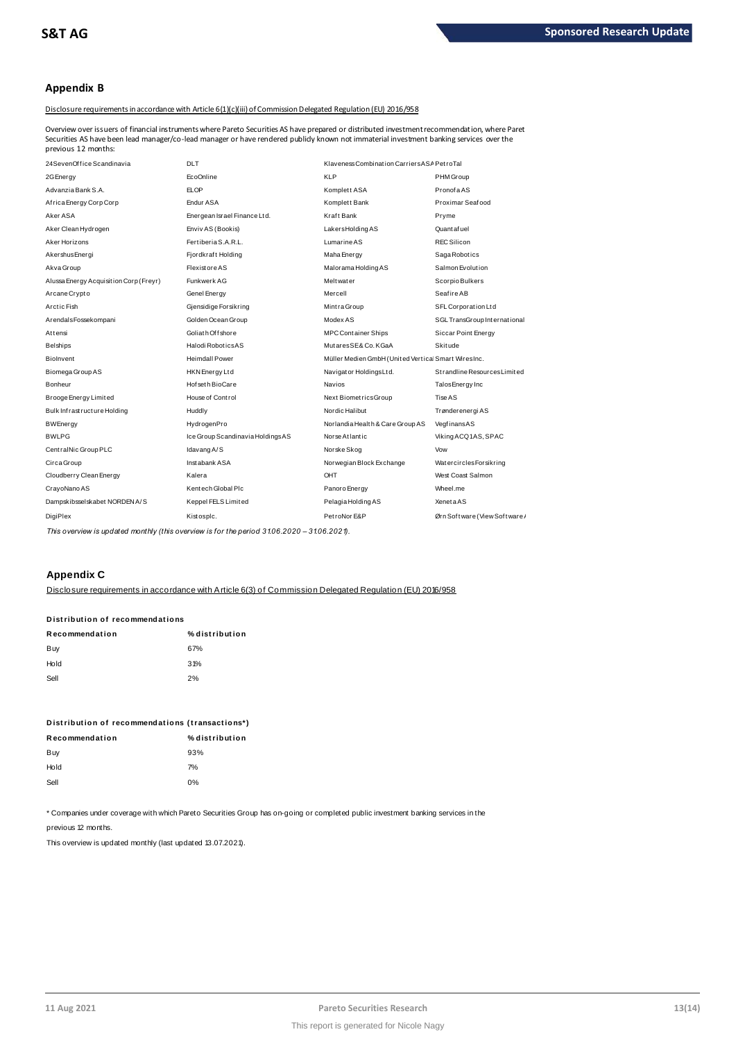## Appendix B

Disclosure requirements in accordance with Article 6(1)(c)(iii) of Commission Delegated Regulation (EU) 2016/958

Overview over issuers of financial instruments where Pareto Securities AS have prepared or distributed investment recommendation, where Paret Securities AS have been lead manager/co-lead manager or have rendered publicly known not immaterial investment banking services over the previous 12 months:

| | | | |
|---|---|---|---|
| 24SevenOffice Scandinavia | DLT | Klaveness Combination Carriers ASA | PetroTal |
| 2G Energy | EcoOnline | KLP | PHM Group |
| Advanzia Bank S.A. | ELOP | Komplett ASA | Pronofa AS |
| Africa Energy Corp Corp | Endur ASA | Komplett Bank | Proximar Seafood |
| Aker ASA | Energean Israel Finance Ltd. | Kraft Bank | Pryme |
| Aker Clean Hydrogen | Enviv AS (Bookis) | Lakers Holding AS | Quantafuel |
| Aker Horizons | Fertiberia S.A.R.L. | Lumarine AS | REC Silicon |
| Akershus Energi | Fjordkraft Holding | Maha Energy | Saga Robotics |
| Akva Group | Flexistore AS | Malorama Holding AS | Salmon Evolution |
| Alussa Energy Acquisition Corp (Freyr) | Funkwerk AG | Meltwater | Scorpio Bulkers |
| Arcane Crypto | Genel Energy | Mercell | Seafire AB |
| Arctic Fish | Gjensidige Forsikring | Mintra Group | SFL Corporation Ltd |
| Arendals Fossekompani | Golden Ocean Group | Modex AS | SGL TransGroup International |
| Attensi | Goliath Offshore | MPC Container Ships | Siccar Point Energy |
| Belships | Halodi Robotics AS | Mutares SE& Co. KGaA | Skitude |
| BioInvent | Heimdall Power | Müller Medien GmbH (United Vertical | Smart Wires Inc. |
| Biomega Group AS | HKN Energy Ltd | Navigator Holdings Ltd. | Strandline Resources Limited |
| Bonheur | Hofseth BioCare | Navios | Talos Energy Inc |
| Brooge Energy Limited | House of Control | Next Biometrics Group | Tise AS |
| Bulk Infrastructure Holding | Huddly | Nordic Halibut | Trønderenergi AS |
| BW Energy | HydrogenPro | Norlandia Health & Care Group AS | Vegfinans AS |
| BW LPG | Ice Group Scandinavia Holdings AS | Norse Atlantic | Viking ACQ1 AS, SPAC |
| CentralNic Group PLC | Idavang A/S | Norske Skog | Vow |
| Circa Group | Instabank ASA | Norwegian Block Exchange | Watercircles Forsikring |
| Cloudberry Clean Energy | Kalera | OHT | West Coast Salmon |
| CrayoNano AS | Kentech Global Plc | Panoro Energy | Wheel.me |
| Dampskibsselskabet NORDEN A/S | Keppel FELS Limited | Pelagia Holding AS | Xeneta AS |
| DigiPlex | Kistosplc. | PetroNor E&P | Ørn Software (View Software / |

*This overview is updated monthly (this overview is for the period 31.06.2020 – 31.06.2021).*

## Appendix C

Disclosure requirements in accordance with Article 6(3) of Commission Delegated Regulation (EU) 2016/958

**Distribution of recommendations**

| Recommendation | % distribution |
|---|---|
| Buy | 67% |
| Hold | 31% |
| Sell | 2% |

**Distribution of recommendations (transactions\*)**

| Recommendation | % distribution |
|---|---|
| Buy | 93% |
| Hold | 7% |
| Sell | 0% |

\* Companies under coverage with which Pareto Securities Group has on-going or completed public investment banking services in the previous 12 months.

This overview is updated monthly (last updated 13.07.2021).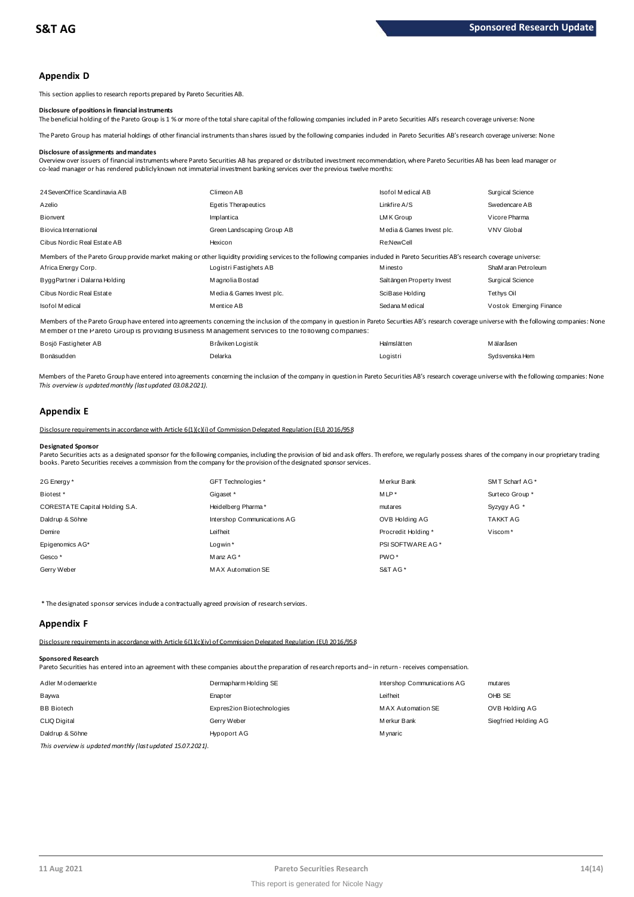## Appendix D

This section applies to research reports prepared by Pareto Securities AB.

**Disclosure of positions in financial instruments**

The beneficial holding of the Pareto Group is 1 % or more of the total share capital of the following companies included in Pareto Securities AB's research coverage universe: None

The Pareto Group has material holdings of other financial instruments than shares issued by the following companies included in Pareto Securities AB's research coverage universe: None

**Disclosure of assignments and mandates**

Overview over issuers of financial instruments where Pareto Securities AB has prepared or distributed investment recommendation, where Pareto Securities AB has been lead manager or co-lead manager or has rendered publicly known not immaterial investment banking services over the previous twelve months:

| | | | |
|---|---|---|---|
| 24SevenOffice Scandinavia AB | Climeon AB | Isofol Medical AB | Surgical Science |
| Azelio | Egetis Therapeutics | Linkfire A/S | Swedencare AB |
| Bionvent | Implantica | LMK Group | Vicore Pharma |
| Biovica International | Green Landscaping Group AB | Media & Games Invest plc. | VNV Global |
| Cibus Nordic Real Estate AB | Hexicon | Re:NewCell | |

Members of the Pareto Group provide market making or other liquidity providing services to the following companies included in Pareto Securities AB's research coverage universe:

| | | | |
|---|---|---|---|
| Africa Energy Corp. | Logistri Fastighets AB | Minesto | ShaMaran Petroleum |
| ByggPartner i Dalarna Holding | Magnolia Bostad | Saltängen Property Invest | Surgical Science |
| Cibus Nordic Real Estate | Media & Games Invest plc. | SciBase Holding | Tethys Oil |
| Isofol Medical | Mentice AB | Sedana Medical | Vostok Emerging Finance |

Members of the Pareto Group have entered into agreements concerning the inclusion of the company in question in Pareto Securities AB's research coverage universe with the following companies: None

Member of the Pareto Group is providing Business Management services to the following companies:

| | | | |
|---|---|---|---|
| Bosjö Fastigheter AB | Bråviken Logistik | Halmslätten | Mälaråsen |
| Bonäsudden | Delarka | Logistri | Sydsvenska Hem |

Members of the Pareto Group have entered into agreements concerning the inclusion of the company in question in Pareto Securities AB's research coverage universe with the following companies: None

*This overview is updated monthly (last updated 03.08.2021).*

## Appendix E

Disclosure requirements in accordance with Article 6(1)(c)(i) of Commission Delegated Regulation (EU) 2016/958

**Designated Sponsor**

Pareto Securities acts as a designated sponsor for the following companies, including the provision of bid and ask offers. Therefore, we regularly possess shares of the company in our proprietary trading books. Pareto Securities receives a commission from the company for the provision of the designated sponsor services.

| | | | |
|---|---|---|---|
| 2G Energy * | GFT Technologies * | Merkur Bank | SMT Scharf AG * |
| Biotest * | Gigaset * | MLP * | Surteco Group * |
| CORESTATE Capital Holding S.A. | Heidelberg Pharma * | mutares | Syzygy AG * |
| Daldrup & Söhne | Intershop Communications AG | OVB Holding AG | TAKKT AG |
| Demire | Leifheit | Procredit Holding * | Viscom * |
| Epigenomics AG* | Logwin * | PSI SOFTWARE AG * | |
| Gesco * | Manz AG * | PWO * | |
| Gerry Weber | MAX Automation SE | S&T AG * | |

\* The designated sponsor services include a contractually agreed provision of research services.

## Appendix F

Disclosure requirements in accordance with Article 6(1)(c)(iv) of Commission Delegated Regulation (EU) 2016/958

**Sponsored Research**

Pareto Securities has entered into an agreement with these companies about the preparation of research reports and – in return - receives compensation.

| | | | |
|---|---|---|---|
| Adler Modemaerkte | Dermapharm Holding SE | Intershop Communications AG | mutares |
| Baywa | Enapter | Leifheit | OHB SE |
| BB Biotech | Expres2ion Biotechnologies | MAX Automation SE | OVB Holding AG |
| CLIQ Digital | Gerry Weber | Merkur Bank | Siegfried Holding AG |
| Daldrup & Söhne | Hypoport AG | Mynaric | |

*This overview is updated monthly (last updated 15.07.2021).*